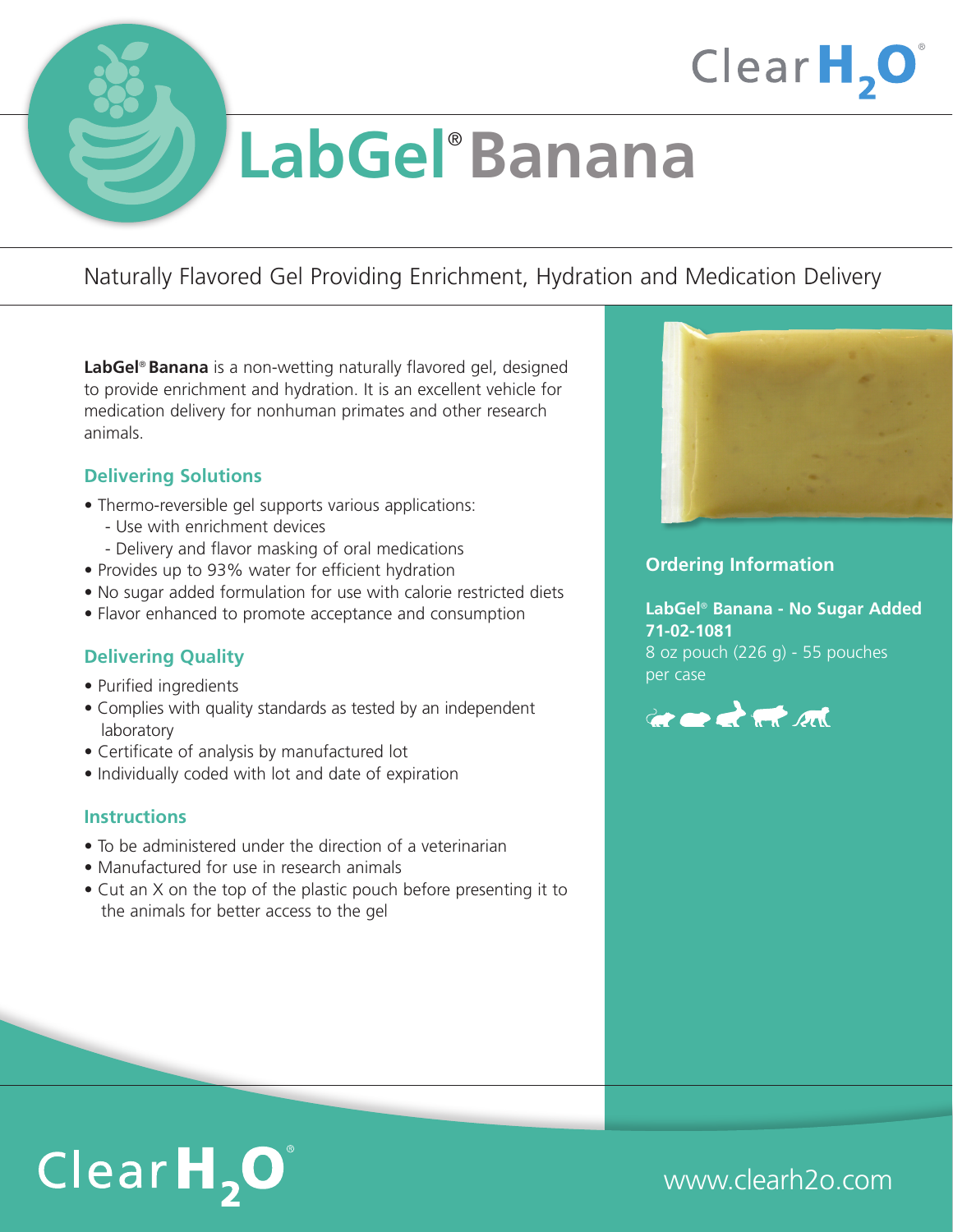# LabGel® Banana

Naturally Flavored Gel Providing Enrichment, Hydration and Medication Delivery

**LabGel® Banana** is a non-wetting naturally flavored gel, designed to provide enrichment and hydration. It is an excellent vehicle for medication delivery for nonhuman primates and other research animals.

## Delivering Solutions

- Thermo-reversible gel supports various applications:
  - Use with enrichment devices
  - Delivery and flavor masking of oral medications
- Provides up to 93% water for efficient hydration
- No sugar added formulation for use with calorie restricted diets
- Flavor enhanced to promote acceptance and consumption

## Delivering Quality

- Purified ingredients
- Complies with quality standards as tested by an independent laboratory
- Certificate of analysis by manufactured lot
- Individually coded with lot and date of expiration

## Instructions

- To be administered under the direction of a veterinarian
- Manufactured for use in research animals
- Cut an X on the top of the plastic pouch before presenting it to the animals for better access to the gel

## Ordering Information

**LabGel® Banana - No Sugar Added**
**71-02-1081**
8 oz pouch (226 g) - 55 pouches per case

www.clearh2o.com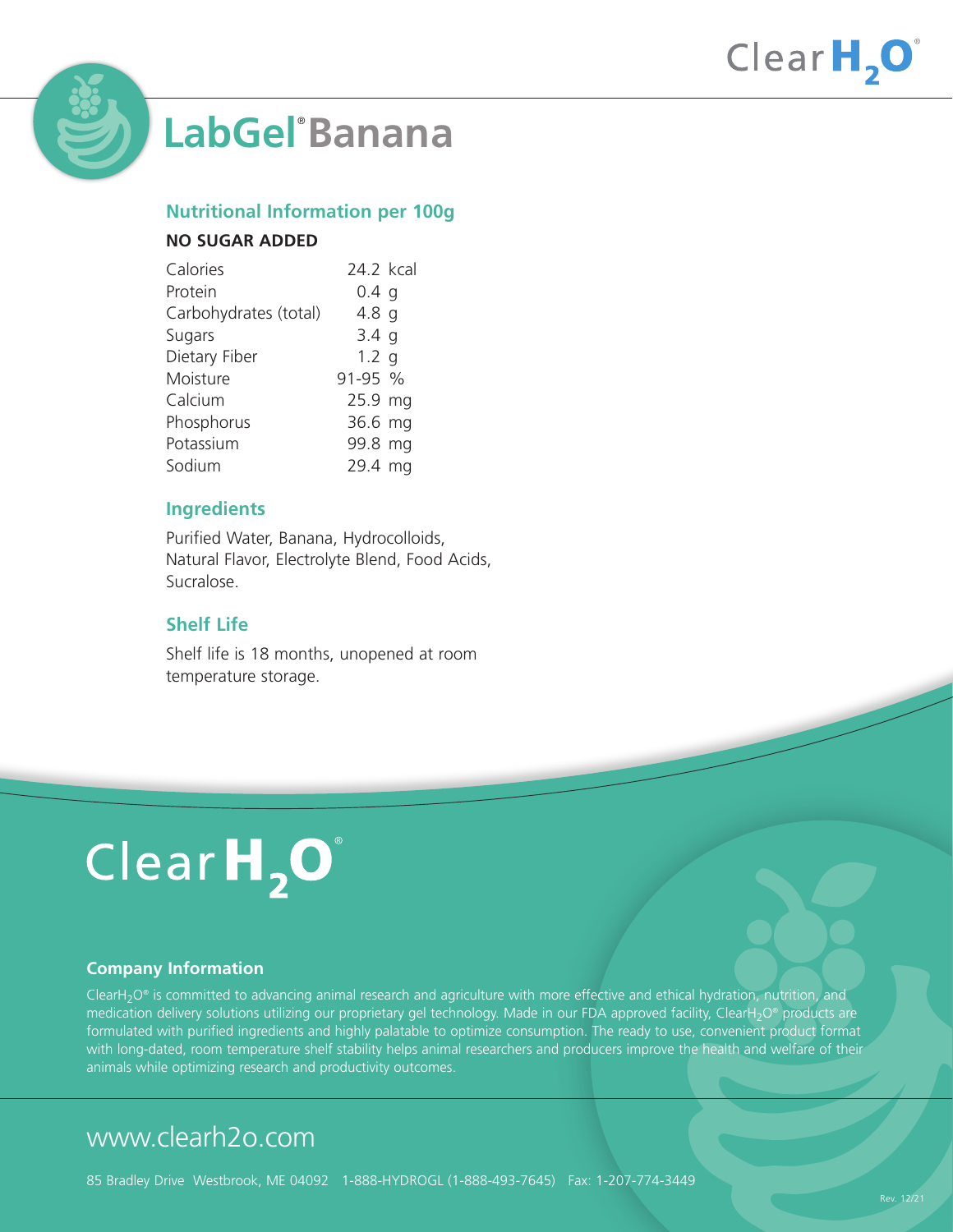# LabGel® Banana

## Nutritional Information per 100g

**NO SUGAR ADDED**

| | |
|---|---|
| Calories | 24.2 kcal |
| Protein | 0.4 g |
| Carbohydrates (total) | 4.8 g |
| Sugars | 3.4 g |
| Dietary Fiber | 1.2 g |
| Moisture | 91-95 % |
| Calcium | 25.9 mg |
| Phosphorus | 36.6 mg |
| Potassium | 99.8 mg |
| Sodium | 29.4 mg |

## Ingredients

Purified Water, Banana, Hydrocolloids, Natural Flavor, Electrolyte Blend, Food Acids, Sucralose.

## Shelf Life

Shelf life is 18 months, unopened at room temperature storage.

ClearH₂O®

### Company Information

ClearH$_2$O® is committed to advancing animal research and agriculture with more effective and ethical hydration, nutrition, and medication delivery solutions utilizing our proprietary gel technology. Made in our FDA approved facility, ClearH$_2$O® products are formulated with purified ingredients and highly palatable to optimize consumption. The ready to use, convenient product format with long-dated, room temperature shelf stability helps animal researchers and producers improve the health and welfare of their animals while optimizing research and productivity outcomes.

www.clearh2o.com

85 Bradley Drive Westbrook, ME 04092 1-888-HYDROGL (1-888-493-7645) Fax: 1-207-774-3449

Rev. 12/21